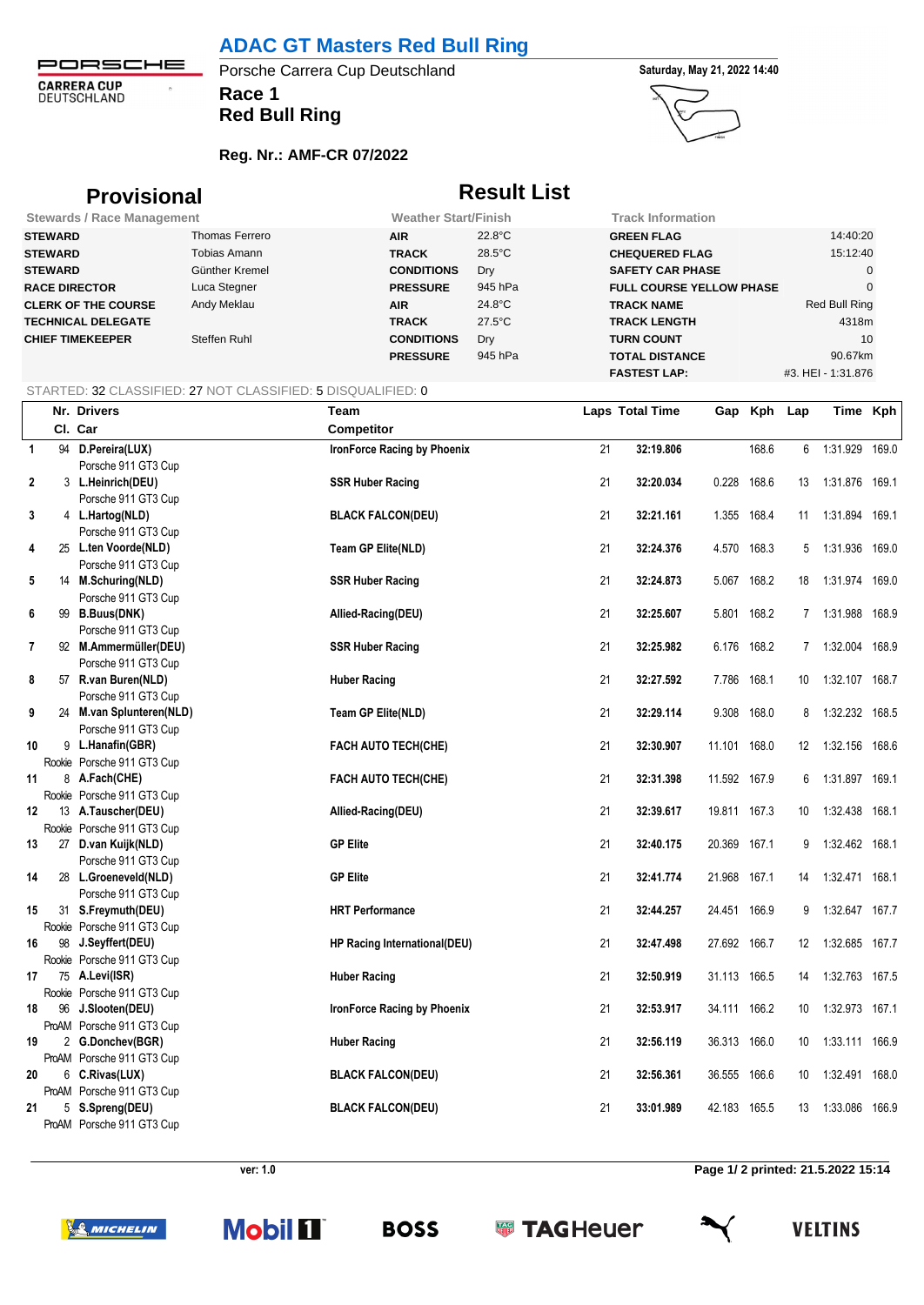# ADAC GT Masters Red Bull Ring

Porsche Carrera Cup Deutschland

**Race 1**

**Red Bull Ring**

**Saturday, May 21, 2022 14:40**

**Reg. Nr.: AMF-CR 07/2022**

## Provisional Result List

| Stewards / Race Management | | Weather Start/Finish | | Track Information | |
|---|---|---|---|---|---|
| **STEWARD** | Thomas Ferrero | **AIR** | 22.8°C | **GREEN FLAG** | 14:40:20 |
| **STEWARD** | Tobias Amann | **TRACK** | 28.5°C | **CHEQUERED FLAG** | 15:12:40 |
| **STEWARD** | Günther Kremel | **CONDITIONS** | Dry | **SAFETY CAR PHASE** | 0 |
| **RACE DIRECTOR** | Luca Stegner | **PRESSURE** | 945 hPa | **FULL COURSE YELLOW PHASE** | 0 |
| **CLERK OF THE COURSE** | Andy Meklau | **AIR** | 24.8°C | **TRACK NAME** | Red Bull Ring |
| **TECHNICAL DELEGATE** | | **TRACK** | 27.5°C | **TRACK LENGTH** | 4318m |
| **CHIEF TIMEKEEPER** | Steffen Ruhl | **CONDITIONS** | Dry | **TURN COUNT** | 10 |
| | | **PRESSURE** | 945 hPa | **TOTAL DISTANCE** | 90.67km |
| | | | | **FASTEST LAP:** | #3. HEI - 1:31.876 |

STARTED: 32 CLASSIFIED: 27 NOT CLASSIFIED: 5 DISQUALIFIED: 0

| | Nr. | Drivers | Team | Laps | Total Time | Gap | Kph | Lap | Time | Kph |
|---|---|---|---|---|---|---|---|---|---|---|
| | Cl. | Car | Competitor | | | | | | | |
| 1 | 94 | **D.Pereira(LUX)** | **IronForce Racing by Phoenix** | 21 | **32:19.806** | | 168.6 | 6 | 1:31.929 | 169.0 |
| | | Porsche 911 GT3 Cup | | | | | | | | |
| 2 | 3 | **L.Heinrich(DEU)** | **SSR Huber Racing** | 21 | **32:20.034** | 0.228 | 168.6 | 13 | 1:31.876 | 169.1 |
| | | Porsche 911 GT3 Cup | | | | | | | | |
| 3 | 4 | **L.Hartog(NLD)** | **BLACK FALCON(DEU)** | 21 | **32:21.161** | 1.355 | 168.4 | 11 | 1:31.894 | 169.1 |
| | | Porsche 911 GT3 Cup | | | | | | | | |
| 4 | 25 | **L.ten Voorde(NLD)** | **Team GP Elite(NLD)** | 21 | **32:24.376** | 4.570 | 168.3 | 5 | 1:31.936 | 169.0 |
| | | Porsche 911 GT3 Cup | | | | | | | | |
| 5 | 14 | **M.Schuring(NLD)** | **SSR Huber Racing** | 21 | **32:24.873** | 5.067 | 168.2 | 18 | 1:31.974 | 169.0 |
| | | Porsche 911 GT3 Cup | | | | | | | | |
| 6 | 99 | **B.Buus(DNK)** | **Allied-Racing(DEU)** | 21 | **32:25.607** | 5.801 | 168.2 | 7 | 1:31.988 | 168.9 |
| | | Porsche 911 GT3 Cup | | | | | | | | |
| 7 | 92 | **M.Ammermüller(DEU)** | **SSR Huber Racing** | 21 | **32:25.982** | 6.176 | 168.2 | 7 | 1:32.004 | 168.9 |
| | | Porsche 911 GT3 Cup | | | | | | | | |
| 8 | 57 | **R.van Buren(NLD)** | **Huber Racing** | 21 | **32:27.592** | 7.786 | 168.1 | 10 | 1:32.107 | 168.7 |
| | | Porsche 911 GT3 Cup | | | | | | | | |
| 9 | 24 | **M.van Splunteren(NLD)** | **Team GP Elite(NLD)** | 21 | **32:29.114** | 9.308 | 168.0 | 8 | 1:32.232 | 168.5 |
| | | Porsche 911 GT3 Cup | | | | | | | | |
| 10 | 9 | **L.Hanafin(GBR)** | **FACH AUTO TECH(CHE)** | 21 | **32:30.907** | 11.101 | 168.0 | 12 | 1:32.156 | 168.6 |
| | Rookie | Porsche 911 GT3 Cup | | | | | | | | |
| 11 | 8 | **A.Fach(CHE)** | **FACH AUTO TECH(CHE)** | 21 | **32:31.398** | 11.592 | 167.9 | 6 | 1:31.897 | 169.1 |
| | Rookie | Porsche 911 GT3 Cup | | | | | | | | |
| 12 | 13 | **A.Tauscher(DEU)** | **Allied-Racing(DEU)** | 21 | **32:39.617** | 19.811 | 167.3 | 10 | 1:32.438 | 168.1 |
| | Rookie | Porsche 911 GT3 Cup | | | | | | | | |
| 13 | 27 | **D.van Kuijk(NLD)** | **GP Elite** | 21 | **32:40.175** | 20.369 | 167.1 | 9 | 1:32.462 | 168.1 |
| | | Porsche 911 GT3 Cup | | | | | | | | |
| 14 | 28 | **L.Groeneveld(NLD)** | **GP Elite** | 21 | **32:41.774** | 21.968 | 167.1 | 14 | 1:32.471 | 168.1 |
| | | Porsche 911 GT3 Cup | | | | | | | | |
| 15 | 31 | **S.Freymuth(DEU)** | **HRT Performance** | 21 | **32:44.257** | 24.451 | 166.9 | 9 | 1:32.647 | 167.7 |
| | Rookie | Porsche 911 GT3 Cup | | | | | | | | |
| 16 | 98 | **J.Seyffert(DEU)** | **HP Racing International(DEU)** | 21 | **32:47.498** | 27.692 | 166.7 | 12 | 1:32.685 | 167.7 |
| | Rookie | Porsche 911 GT3 Cup | | | | | | | | |
| 17 | 75 | **A.Levi(ISR)** | **Huber Racing** | 21 | **32:50.919** | 31.113 | 166.5 | 14 | 1:32.763 | 167.5 |
| | Rookie | Porsche 911 GT3 Cup | | | | | | | | |
| 18 | 96 | **J.Slooten(DEU)** | **IronForce Racing by Phoenix** | 21 | **32:53.917** | 34.111 | 166.2 | 10 | 1:32.973 | 167.1 |
| | ProAM | Porsche 911 GT3 Cup | | | | | | | | |
| 19 | 2 | **G.Donchev(BGR)** | **Huber Racing** | 21 | **32:56.119** | 36.313 | 166.0 | 10 | 1:33.111 | 166.9 |
| | ProAM | Porsche 911 GT3 Cup | | | | | | | | |
| 20 | 6 | **C.Rivas(LUX)** | **BLACK FALCON(DEU)** | 21 | **32:56.361** | 36.555 | 166.6 | 10 | 1:32.491 | 168.0 |
| | ProAM | Porsche 911 GT3 Cup | | | | | | | | |
| 21 | 5 | **S.Spreng(DEU)** | **BLACK FALCON(DEU)** | 21 | **33:01.989** | 42.183 | 165.5 | 13 | 1:33.086 | 166.9 |
| | ProAM | Porsche 911 GT3 Cup | | | | | | | | |

ver: 1.0

printed: 21.5.2022 15:14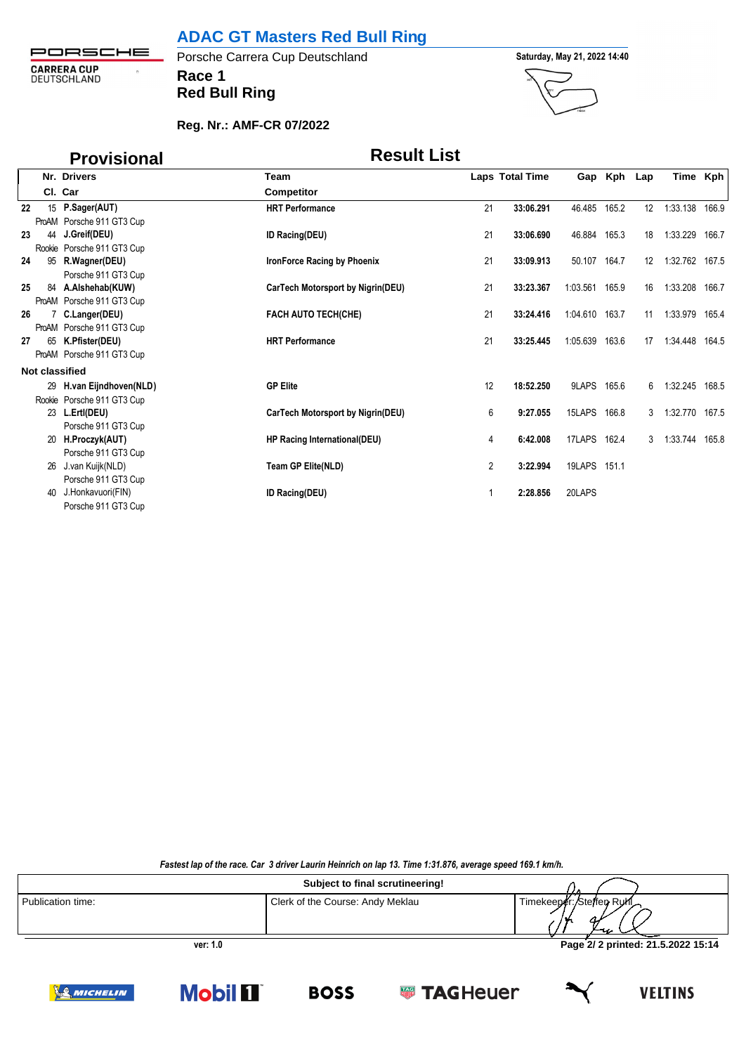## ADAC GT Masters Red Bull Ring

Porsche Carrera Cup Deutschland

**Race 1**

**Red Bull Ring**

**Reg. Nr.: AMF-CR 07/2022**

Saturday, May 21, 2022 14:40

## Provisional

## Result List

| Pos | Nr. / Cl. | Drivers / Car | Team / Competitor | Laps | Total Time | Gap | Kph | Lap | Time | Kph |
|---|---|---|---|---|---|---|---|---|---|---|
| 22 | 15 ProAM | P.Sager(AUT) Porsche 911 GT3 Cup | HRT Performance | 21 | 33:06.291 | 46.485 | 165.2 | 12 | 1:33.138 | 166.9 |
| 23 | 44 Rookie | J.Greif(DEU) Porsche 911 GT3 Cup | ID Racing(DEU) | 21 | 33:06.690 | 46.884 | 165.3 | 18 | 1:33.229 | 166.7 |
| 24 | 95 | R.Wagner(DEU) Porsche 911 GT3 Cup | IronForce Racing by Phoenix | 21 | 33:09.913 | 50.107 | 164.7 | 12 | 1:32.762 | 167.5 |
| 25 | 84 ProAM | A.Alshehab(KUW) Porsche 911 GT3 Cup | CarTech Motorsport by Nigrin(DEU) | 21 | 33:23.367 | 1:03.561 | 165.9 | 16 | 1:33.208 | 166.7 |
| 26 | 7 ProAM | C.Langer(DEU) Porsche 911 GT3 Cup | FACH AUTO TECH(CHE) | 21 | 33:24.416 | 1:04.610 | 163.7 | 11 | 1:33.979 | 165.4 |
| 27 | 65 ProAM | K.Pfister(DEU) Porsche 911 GT3 Cup | HRT Performance | 21 | 33:25.445 | 1:05.639 | 163.6 | 17 | 1:34.448 | 164.5 |
| **Not classified** | | | | | | | | | | |
| | 29 Rookie | H.van Eijndhoven(NLD) Porsche 911 GT3 Cup | GP Elite | 12 | 18:52.250 | 9LAPS | 165.6 | 6 | 1:32.245 | 168.5 |
| | 23 | L.Ertl(DEU) Porsche 911 GT3 Cup | CarTech Motorsport by Nigrin(DEU) | 6 | 9:27.055 | 15LAPS | 166.8 | 3 | 1:32.770 | 167.5 |
| | 20 | H.Proczyk(AUT) Porsche 911 GT3 Cup | HP Racing International(DEU) | 4 | 6:42.008 | 17LAPS | 162.4 | 3 | 1:33.744 | 165.8 |
| | 26 | J.van Kuijk(NLD) Porsche 911 GT3 Cup | Team GP Elite(NLD) | 2 | 3:22.994 | 19LAPS | 151.1 | | | |
| | 40 | J.Honkavuori(FIN) Porsche 911 GT3 Cup | ID Racing(DEU) | 1 | 2:28.856 | 20LAPS | | | | |

*Fastest lap of the race. Car 3 driver Laurin Heinrich on lap 13. Time 1:31.876, average speed 169.1 km/h.*

| Subject to final scrutineering! | | |
|---|---|---|
| Publication time: | Clerk of the Course: Andy Meklau | Timekeeper: Steffen Ruhl |

ver: 1.0

Page 2/ 2 printed: 21.5.2022 15:14